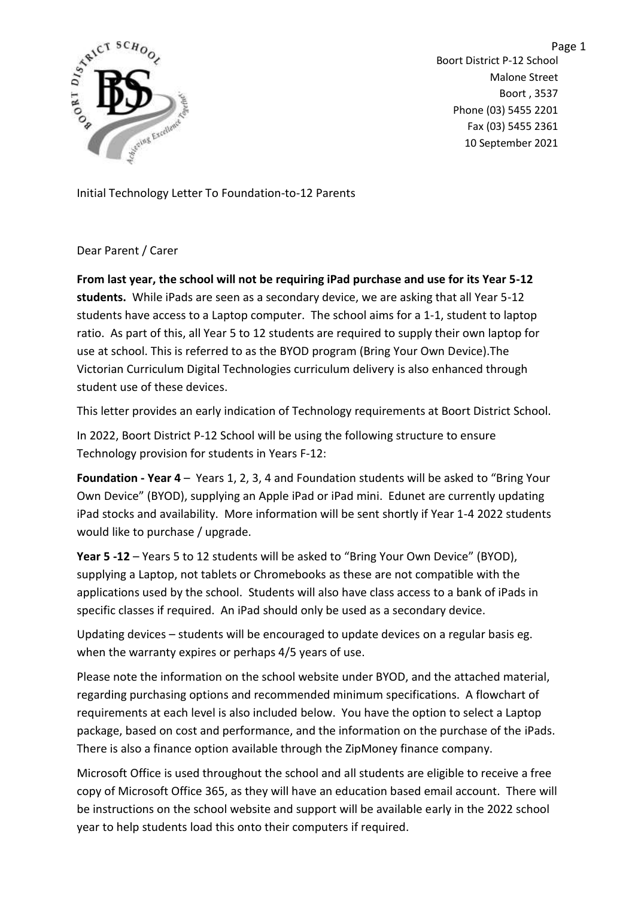Boort District P-12 School
Malone Street
Boort , 3537
Phone (03) 5455 2201
Fax (03) 5455 2361
10 September 2021

Initial Technology Letter To Foundation-to-12 Parents

Dear Parent / Carer

**From last year, the school will not be requiring iPad purchase and use for its Year 5-12 students.** While iPads are seen as a secondary device, we are asking that all Year 5-12 students have access to a Laptop computer. The school aims for a 1-1, student to laptop ratio. As part of this, all Year 5 to 12 students are required to supply their own laptop for use at school. This is referred to as the BYOD program (Bring Your Own Device).The Victorian Curriculum Digital Technologies curriculum delivery is also enhanced through student use of these devices.

This letter provides an early indication of Technology requirements at Boort District School.

In 2022, Boort District P-12 School will be using the following structure to ensure Technology provision for students in Years F-12:

**Foundation - Year 4** – Years 1, 2, 3, 4 and Foundation students will be asked to "Bring Your Own Device" (BYOD), supplying an Apple iPad or iPad mini. Edunet are currently updating iPad stocks and availability. More information will be sent shortly if Year 1-4 2022 students would like to purchase / upgrade.

**Year 5 -12** – Years 5 to 12 students will be asked to "Bring Your Own Device" (BYOD), supplying a Laptop, not tablets or Chromebooks as these are not compatible with the applications used by the school. Students will also have class access to a bank of iPads in specific classes if required. An iPad should only be used as a secondary device.

Updating devices – students will be encouraged to update devices on a regular basis eg. when the warranty expires or perhaps 4/5 years of use.

Please note the information on the school website under BYOD, and the attached material, regarding purchasing options and recommended minimum specifications. A flowchart of requirements at each level is also included below. You have the option to select a Laptop package, based on cost and performance, and the information on the purchase of the iPads. There is also a finance option available through the ZipMoney finance company.

Microsoft Office is used throughout the school and all students are eligible to receive a free copy of Microsoft Office 365, as they will have an education based email account. There will be instructions on the school website and support will be available early in the 2022 school year to help students load this onto their computers if required.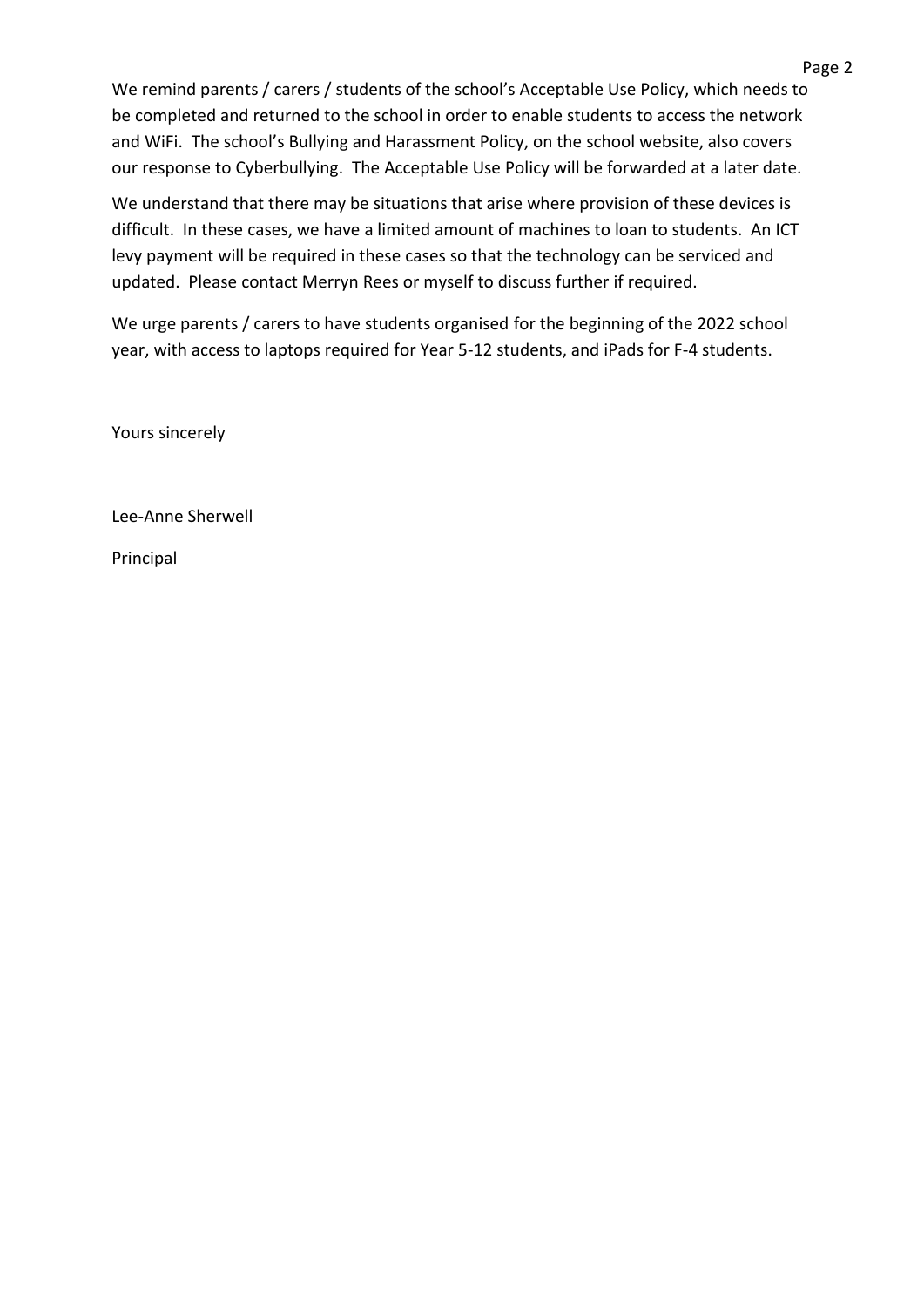We remind parents / carers / students of the school's Acceptable Use Policy, which needs to be completed and returned to the school in order to enable students to access the network and WiFi. The school's Bullying and Harassment Policy, on the school website, also covers our response to Cyberbullying. The Acceptable Use Policy will be forwarded at a later date.

We understand that there may be situations that arise where provision of these devices is difficult. In these cases, we have a limited amount of machines to loan to students. An ICT levy payment will be required in these cases so that the technology can be serviced and updated. Please contact Merryn Rees or myself to discuss further if required.

We urge parents / carers to have students organised for the beginning of the 2022 school year, with access to laptops required for Year 5-12 students, and iPads for F-4 students.

Yours sincerely

Lee-Anne Sherwell

Principal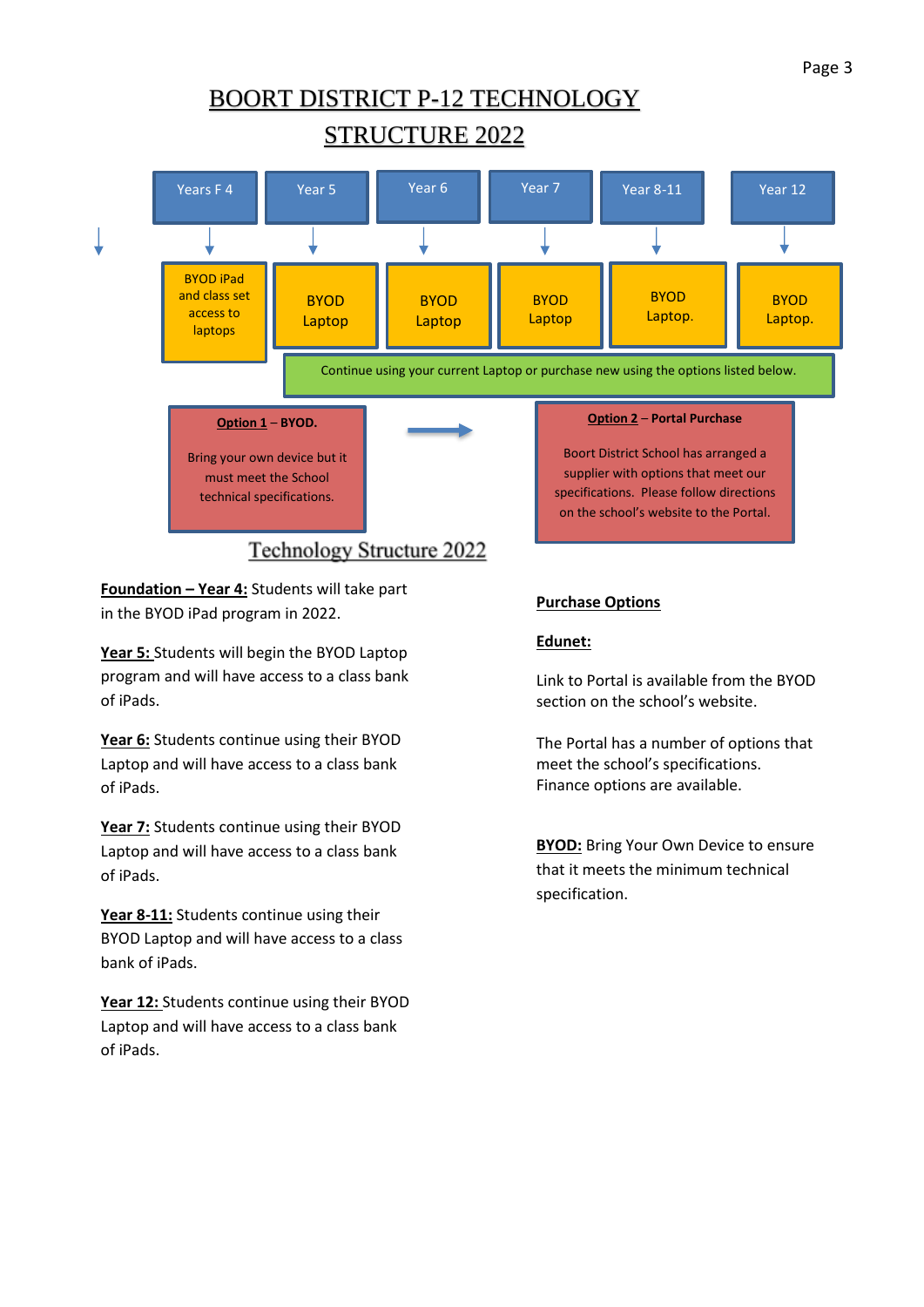# BOORT DISTRICT P-12 TECHNOLOGY STRUCTURE 2022

Years F 4
Year 5
Year 6
Year 7
Year 8-11
Year 12

BYOD iPad and class set access to laptops
BYOD Laptop
BYOD Laptop
BYOD Laptop
BYOD Laptop.
BYOD Laptop.

Continue using your current Laptop or purchase new using the options listed below.

**Option 1 – BYOD.**

Bring your own device but it must meet the School technical specifications.

**Option 2 – Portal Purchase**

Boort District School has arranged a supplier with options that meet our specifications. Please follow directions on the school's website to the Portal.

## Technology Structure 2022

**Foundation – Year 4:** Students will take part in the BYOD iPad program in 2022.

**Year 5:** Students will begin the BYOD Laptop program and will have access to a class bank of iPads.

**Year 6:** Students continue using their BYOD Laptop and will have access to a class bank of iPads.

**Year 7:** Students continue using their BYOD Laptop and will have access to a class bank of iPads.

**Year 8-11:** Students continue using their BYOD Laptop and will have access to a class bank of iPads.

**Year 12:** Students continue using their BYOD Laptop and will have access to a class bank of iPads.

**Purchase Options**

**Edunet:**

Link to Portal is available from the BYOD section on the school's website.

The Portal has a number of options that meet the school's specifications. Finance options are available.

**BYOD:** Bring Your Own Device to ensure that it meets the minimum technical specification.